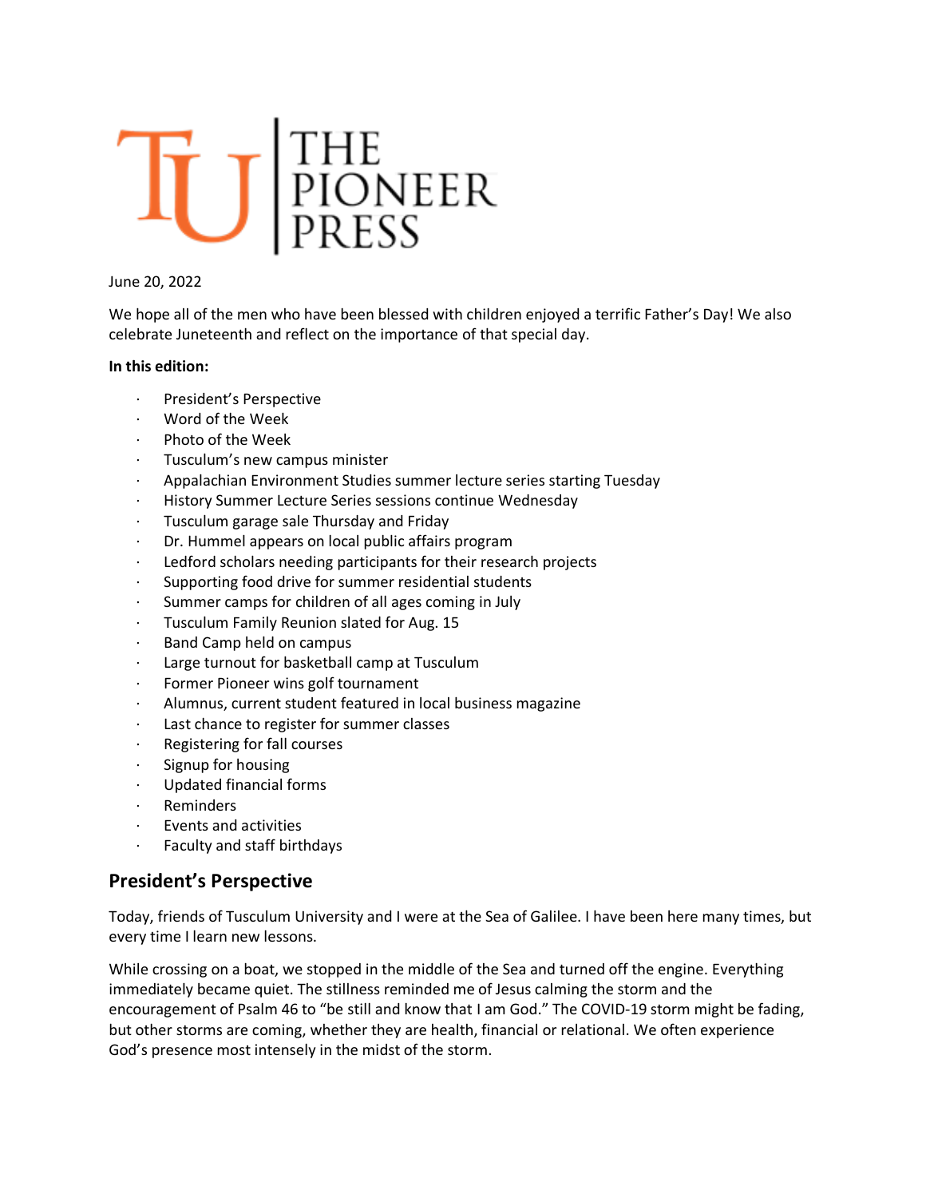# TU | THE PIONEER PRESS

June 20, 2022

We hope all of the men who have been blessed with children enjoyed a terrific Father's Day! We also celebrate Juneteenth and reflect on the importance of that special day.

**In this edition:**

- President's Perspective
- Word of the Week
- Photo of the Week
- Tusculum's new campus minister
- Appalachian Environment Studies summer lecture series starting Tuesday
- History Summer Lecture Series sessions continue Wednesday
- Tusculum garage sale Thursday and Friday
- Dr. Hummel appears on local public affairs program
- Ledford scholars needing participants for their research projects
- Supporting food drive for summer residential students
- Summer camps for children of all ages coming in July
- Tusculum Family Reunion slated for Aug. 15
- Band Camp held on campus
- Large turnout for basketball camp at Tusculum
- Former Pioneer wins golf tournament
- Alumnus, current student featured in local business magazine
- Last chance to register for summer classes
- Registering for fall courses
- Signup for housing
- Updated financial forms
- Reminders
- Events and activities
- Faculty and staff birthdays

## President's Perspective

Today, friends of Tusculum University and I were at the Sea of Galilee. I have been here many times, but every time I learn new lessons.

While crossing on a boat, we stopped in the middle of the Sea and turned off the engine. Everything immediately became quiet. The stillness reminded me of Jesus calming the storm and the encouragement of Psalm 46 to "be still and know that I am God." The COVID-19 storm might be fading, but other storms are coming, whether they are health, financial or relational. We often experience God's presence most intensely in the midst of the storm.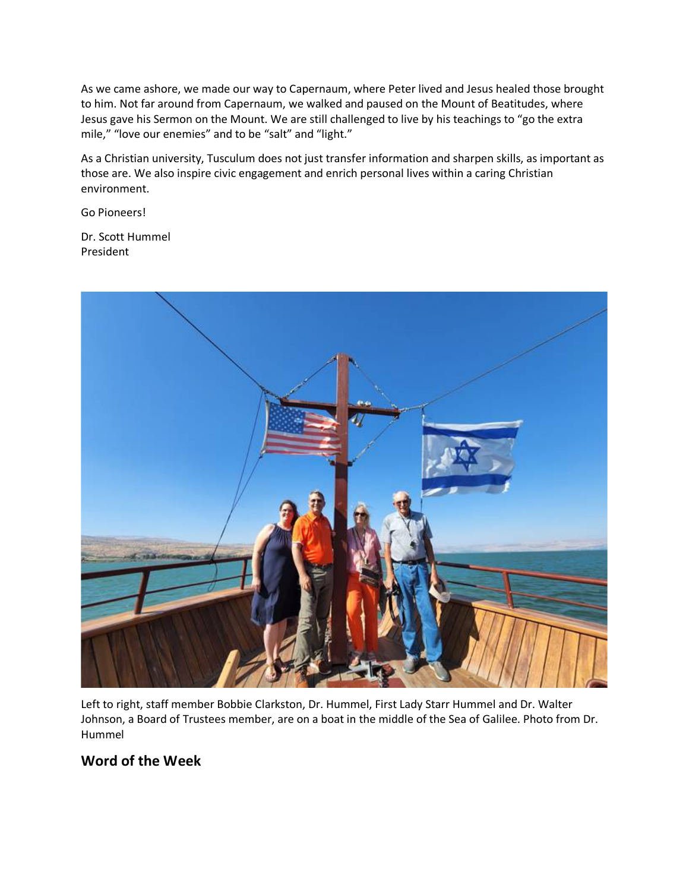As we came ashore, we made our way to Capernaum, where Peter lived and Jesus healed those brought to him. Not far around from Capernaum, we walked and paused on the Mount of Beatitudes, where Jesus gave his Sermon on the Mount. We are still challenged to live by his teachings to "go the extra mile," "love our enemies" and to be "salt" and "light."

As a Christian university, Tusculum does not just transfer information and sharpen skills, as important as those are. We also inspire civic engagement and enrich personal lives within a caring Christian environment.

Go Pioneers!

Dr. Scott Hummel
President

Left to right, staff member Bobbie Clarkston, Dr. Hummel, First Lady Starr Hummel and Dr. Walter Johnson, a Board of Trustees member, are on a boat in the middle of the Sea of Galilee. Photo from Dr. Hummel

## Word of the Week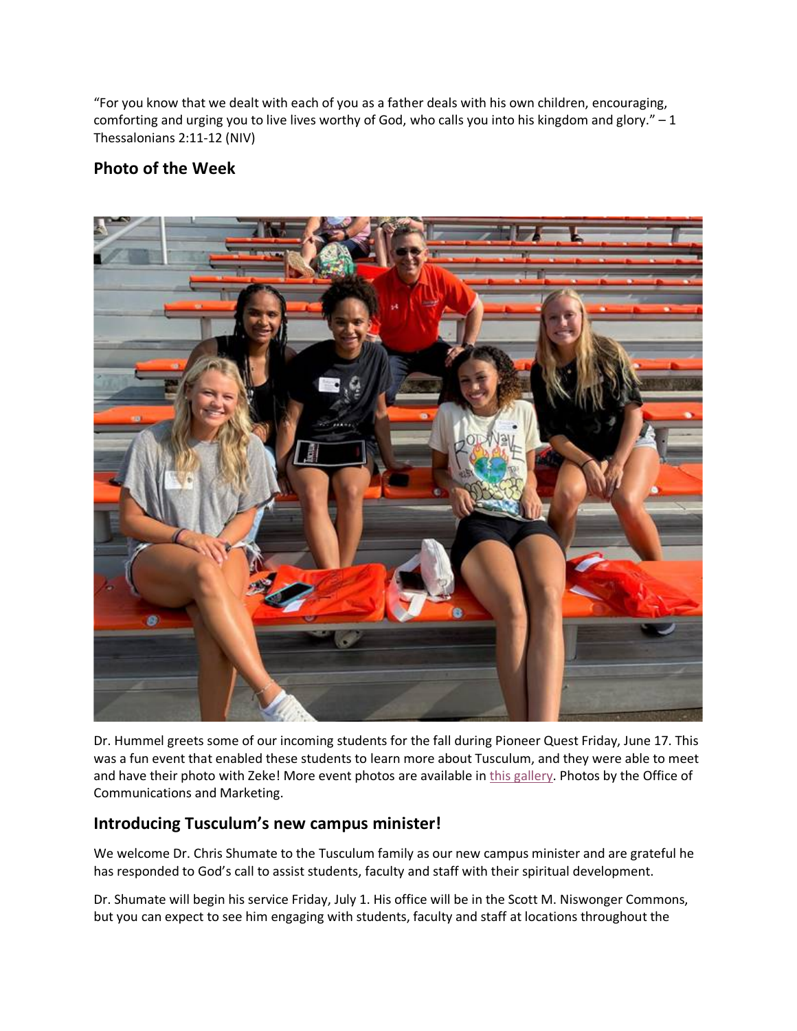"For you know that we dealt with each of you as a father deals with his own children, encouraging, comforting and urging you to live lives worthy of God, who calls you into his kingdom and glory." – 1 Thessalonians 2:11-12 (NIV)

## Photo of the Week

Dr. Hummel greets some of our incoming students for the fall during Pioneer Quest Friday, June 17. This was a fun event that enabled these students to learn more about Tusculum, and they were able to meet and have their photo with Zeke! More event photos are available in this gallery. Photos by the Office of Communications and Marketing.

## Introducing Tusculum's new campus minister!

We welcome Dr. Chris Shumate to the Tusculum family as our new campus minister and are grateful he has responded to God's call to assist students, faculty and staff with their spiritual development.

Dr. Shumate will begin his service Friday, July 1. His office will be in the Scott M. Niswonger Commons, but you can expect to see him engaging with students, faculty and staff at locations throughout the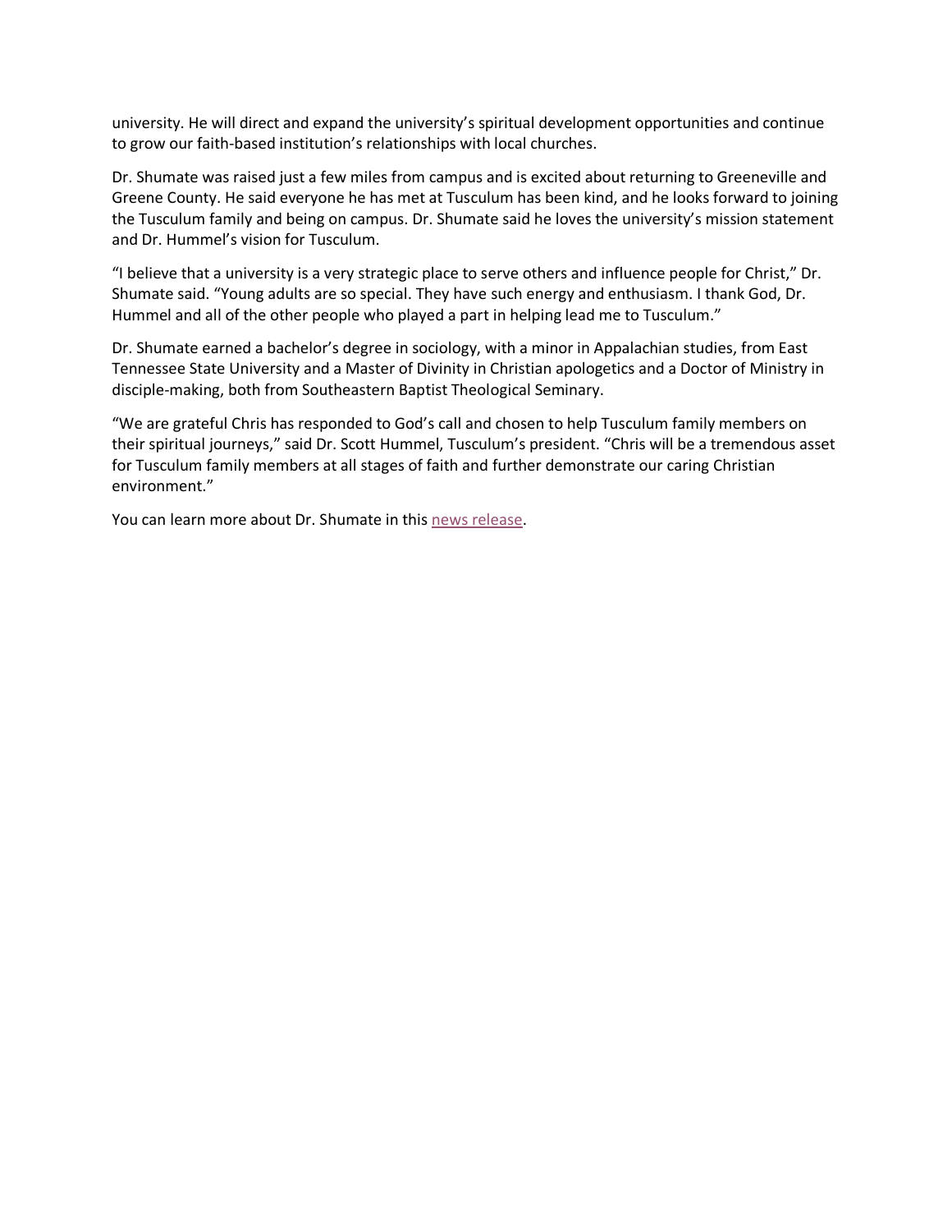university. He will direct and expand the university's spiritual development opportunities and continue to grow our faith-based institution's relationships with local churches.

Dr. Shumate was raised just a few miles from campus and is excited about returning to Greeneville and Greene County. He said everyone he has met at Tusculum has been kind, and he looks forward to joining the Tusculum family and being on campus. Dr. Shumate said he loves the university's mission statement and Dr. Hummel's vision for Tusculum.

"I believe that a university is a very strategic place to serve others and influence people for Christ," Dr. Shumate said. "Young adults are so special. They have such energy and enthusiasm. I thank God, Dr. Hummel and all of the other people who played a part in helping lead me to Tusculum."

Dr. Shumate earned a bachelor's degree in sociology, with a minor in Appalachian studies, from East Tennessee State University and a Master of Divinity in Christian apologetics and a Doctor of Ministry in disciple-making, both from Southeastern Baptist Theological Seminary.

"We are grateful Chris has responded to God's call and chosen to help Tusculum family members on their spiritual journeys," said Dr. Scott Hummel, Tusculum's president. "Chris will be a tremendous asset for Tusculum family members at all stages of faith and further demonstrate our caring Christian environment."

You can learn more about Dr. Shumate in this news release.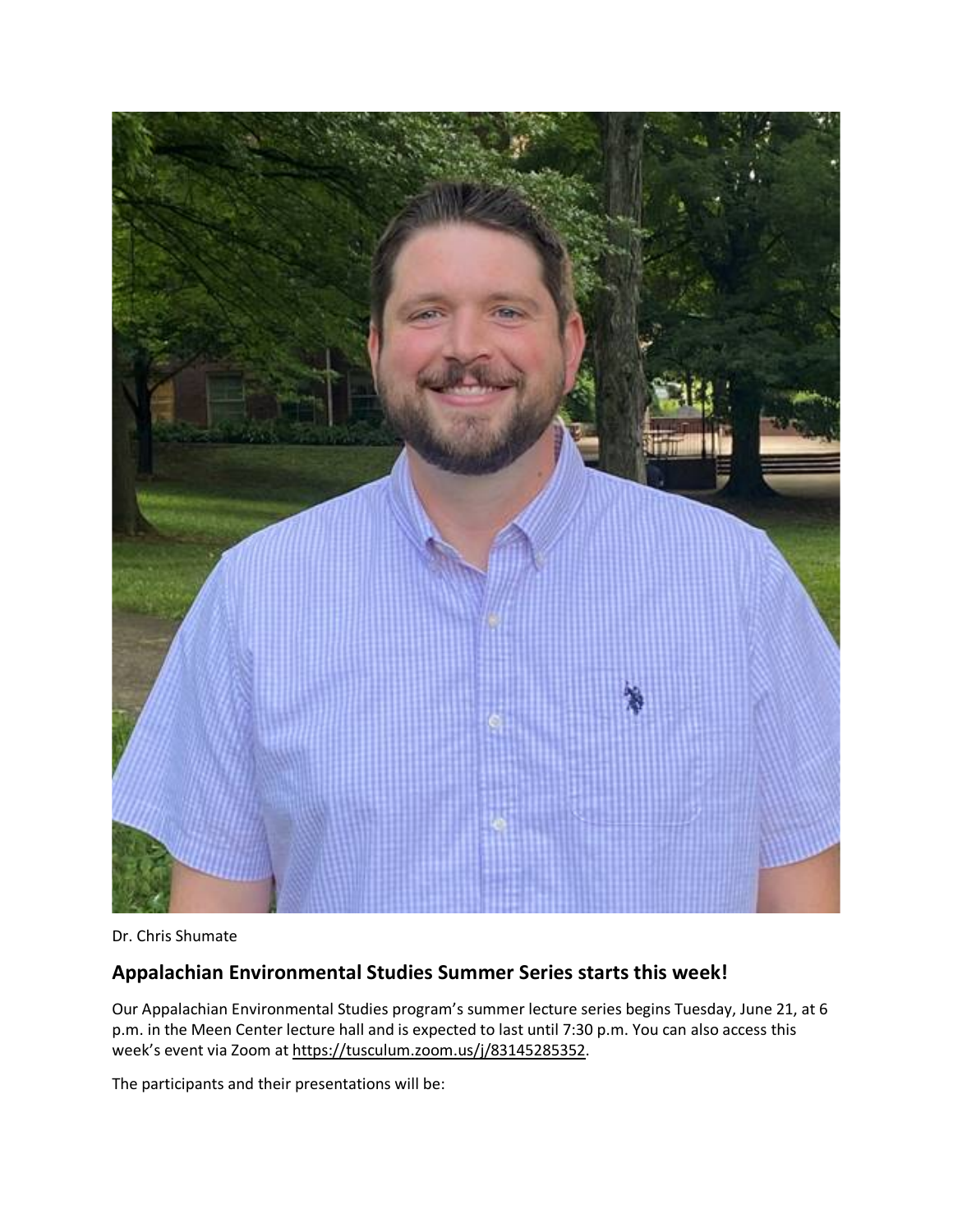Dr. Chris Shumate

## Appalachian Environmental Studies Summer Series starts this week!

Our Appalachian Environmental Studies program's summer lecture series begins Tuesday, June 21, at 6 p.m. in the Meen Center lecture hall and is expected to last until 7:30 p.m. You can also access this week's event via Zoom at https://tusculum.zoom.us/j/83145285352.

The participants and their presentations will be: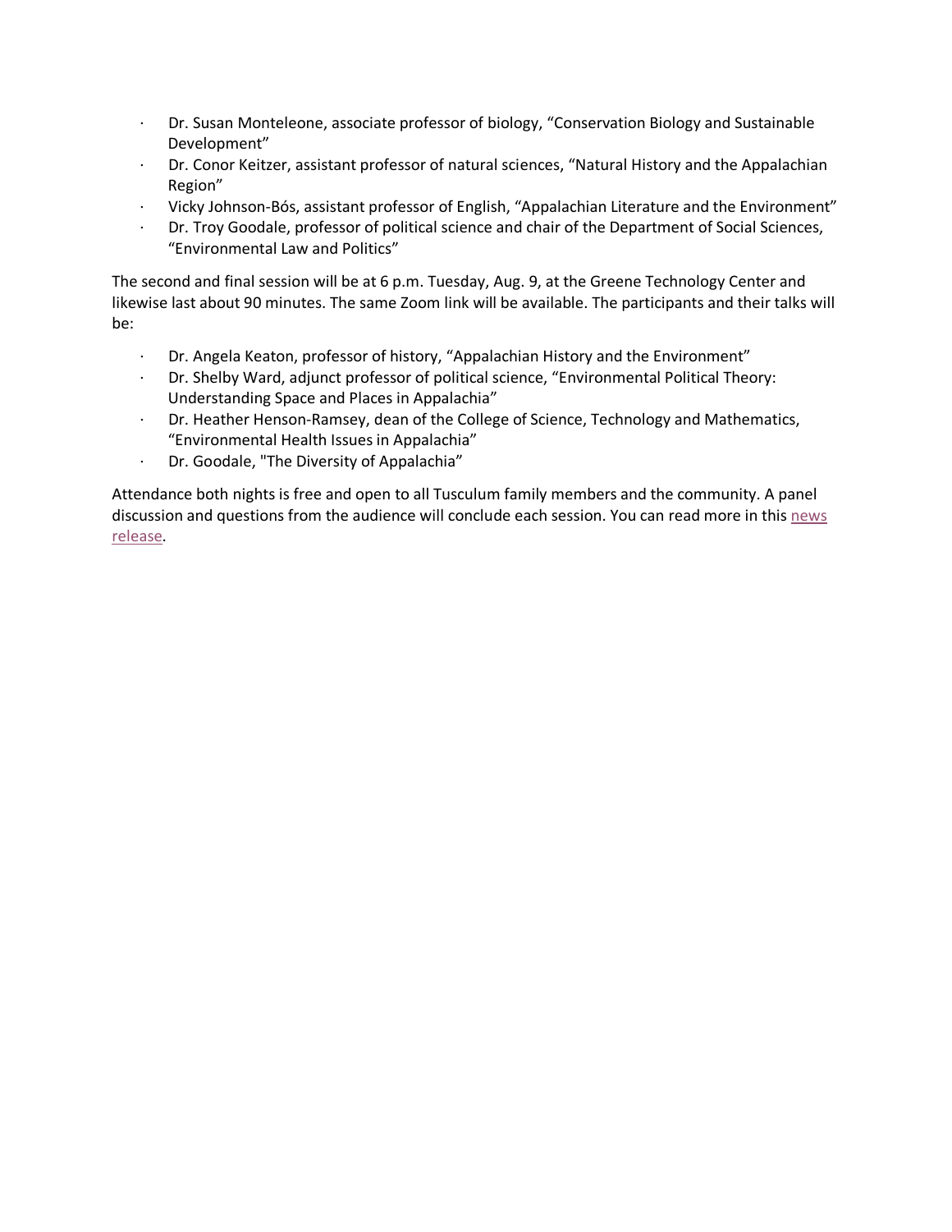- Dr. Susan Monteleone, associate professor of biology, “Conservation Biology and Sustainable Development”
- Dr. Conor Keitzer, assistant professor of natural sciences, “Natural History and the Appalachian Region”
- Vicky Johnson-Bós, assistant professor of English, “Appalachian Literature and the Environment”
- Dr. Troy Goodale, professor of political science and chair of the Department of Social Sciences, “Environmental Law and Politics”

The second and final session will be at 6 p.m. Tuesday, Aug. 9, at the Greene Technology Center and likewise last about 90 minutes. The same Zoom link will be available. The participants and their talks will be:

- Dr. Angela Keaton, professor of history, “Appalachian History and the Environment”
- Dr. Shelby Ward, adjunct professor of political science, “Environmental Political Theory: Understanding Space and Places in Appalachia”
- Dr. Heather Henson-Ramsey, dean of the College of Science, Technology and Mathematics, “Environmental Health Issues in Appalachia”
- Dr. Goodale, "The Diversity of Appalachia”

Attendance both nights is free and open to all Tusculum family members and the community. A panel discussion and questions from the audience will conclude each session. You can read more in this news release.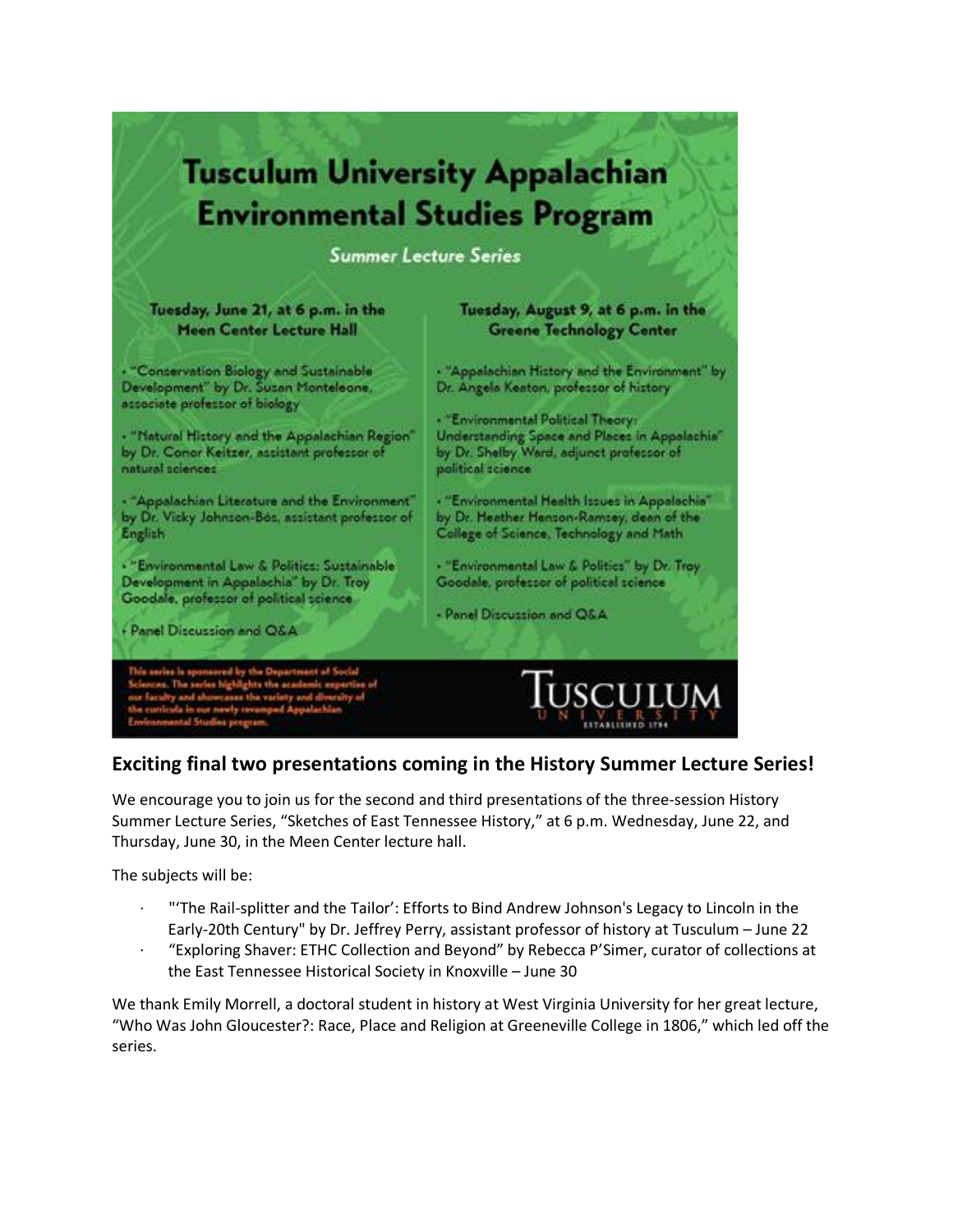# Tusculum University Appalachian Environmental Studies Program

*Summer Lecture Series*

**Tuesday, June 21, at 6 p.m. in the Meen Center Lecture Hall**

- "Conservation Biology and Sustainable Development" by Dr. Susan Monteleone, associate professor of biology
- "Natural History and the Appalachian Region" by Dr. Conor Keitzer, assistant professor of natural sciences
- "Appalachian Literature and the Environment" by Dr. Vicky Johnson-Bös, assistant professor of English
- "Environmental Law & Politics: Sustainable Development in Appalachia" by Dr. Troy Goodale, professor of political science
- Panel Discussion and Q&A

**Tuesday, August 9, at 6 p.m. in the Greene Technology Center**

- "Appalachian History and the Environment" by Dr. Angela Keaton, professor of history
- "Environmental Political Theory: Understanding Space and Places in Appalachia" by Dr. Shelby Ward, adjunct professor of political science
- "Environmental Health Issues in Appalachia" by Dr. Heather Henson-Ramsey, dean of the College of Science, Technology and Math
- "Environmental Law & Politics" by Dr. Troy Goodale, professor of political science
- Panel Discussion and Q&A

This series is sponsored by the Department of Social Sciences. The series highlights the academic expertise of our faculty and showcases the variety and diversity of the curricula in our newly revamped Appalachian Environmental Studies program.

TUSCULUM UNIVERSITY ESTABLISHED 1794

## Exciting final two presentations coming in the History Summer Lecture Series!

We encourage you to join us for the second and third presentations of the three-session History Summer Lecture Series, "Sketches of East Tennessee History," at 6 p.m. Wednesday, June 22, and Thursday, June 30, in the Meen Center lecture hall.

The subjects will be:

- "'The Rail-splitter and the Tailor': Efforts to Bind Andrew Johnson's Legacy to Lincoln in the Early-20th Century" by Dr. Jeffrey Perry, assistant professor of history at Tusculum – June 22
- "Exploring Shaver: ETHC Collection and Beyond" by Rebecca P'Simer, curator of collections at the East Tennessee Historical Society in Knoxville – June 30

We thank Emily Morrell, a doctoral student in history at West Virginia University for her great lecture, "Who Was John Gloucester?: Race, Place and Religion at Greeneville College in 1806," which led off the series.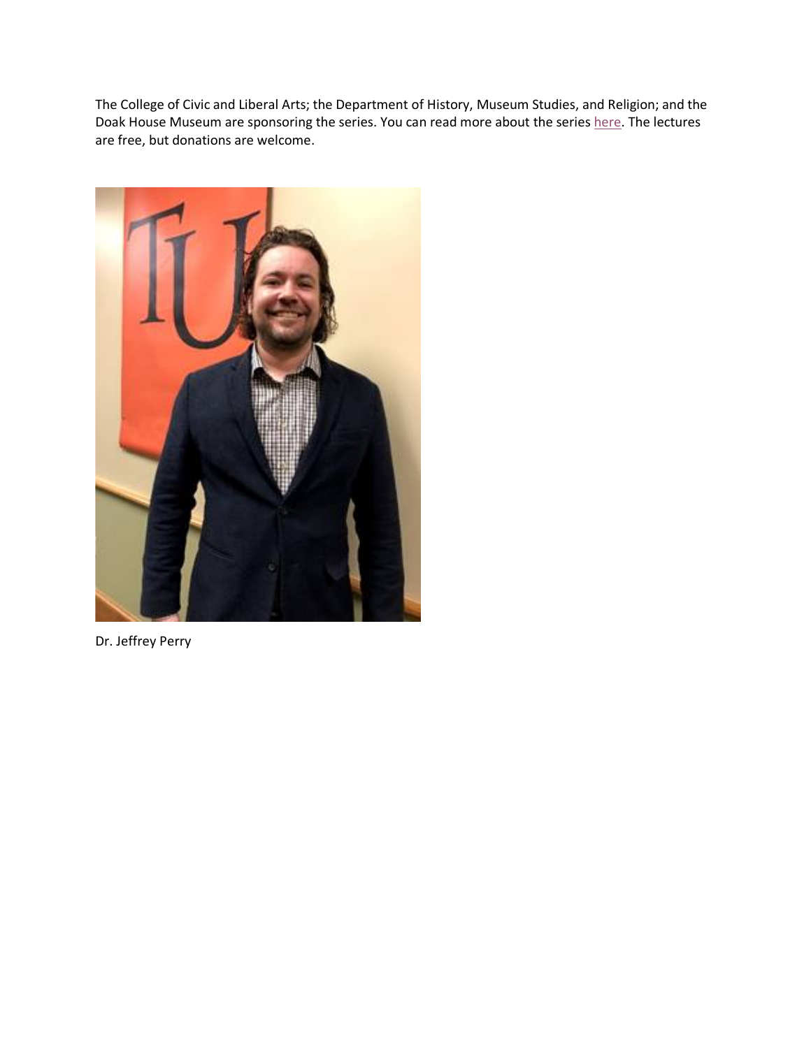The College of Civic and Liberal Arts; the Department of History, Museum Studies, and Religion; and the Doak House Museum are sponsoring the series. You can read more about the series [here](). The lectures are free, but donations are welcome.

Dr. Jeffrey Perry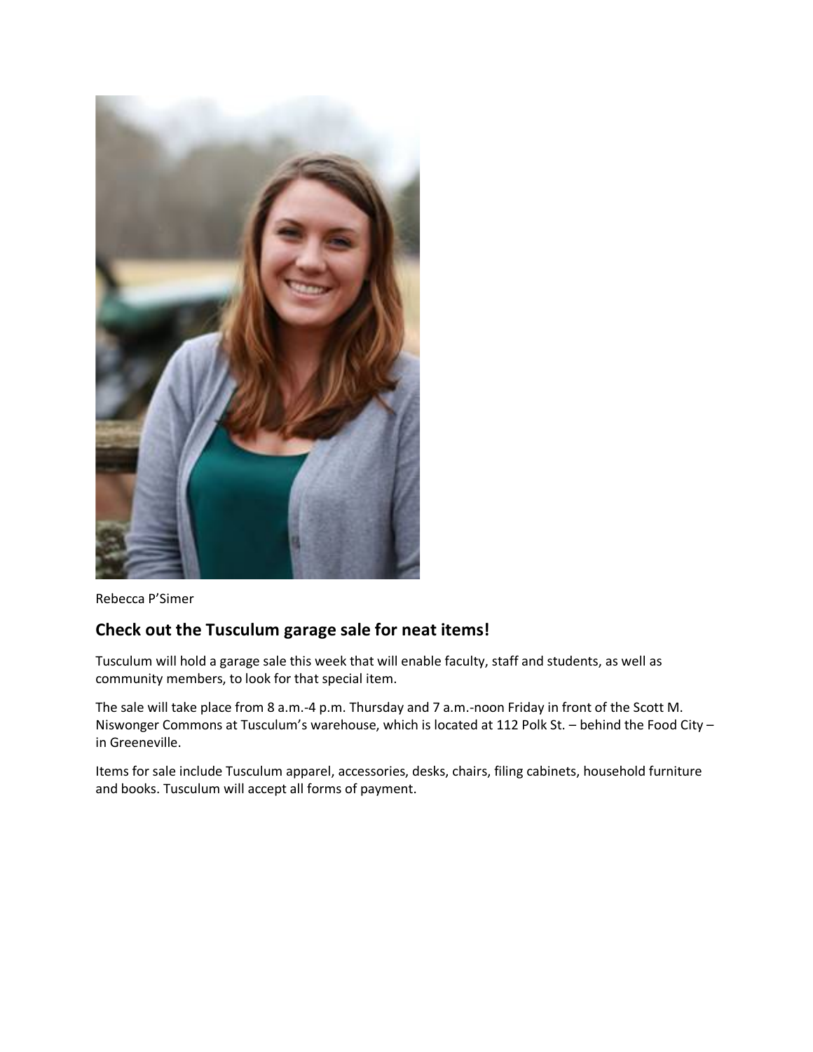Rebecca P'Simer

## Check out the Tusculum garage sale for neat items!

Tusculum will hold a garage sale this week that will enable faculty, staff and students, as well as community members, to look for that special item.

The sale will take place from 8 a.m.-4 p.m. Thursday and 7 a.m.-noon Friday in front of the Scott M. Niswonger Commons at Tusculum's warehouse, which is located at 112 Polk St. – behind the Food City – in Greeneville.

Items for sale include Tusculum apparel, accessories, desks, chairs, filing cabinets, household furniture and books. Tusculum will accept all forms of payment.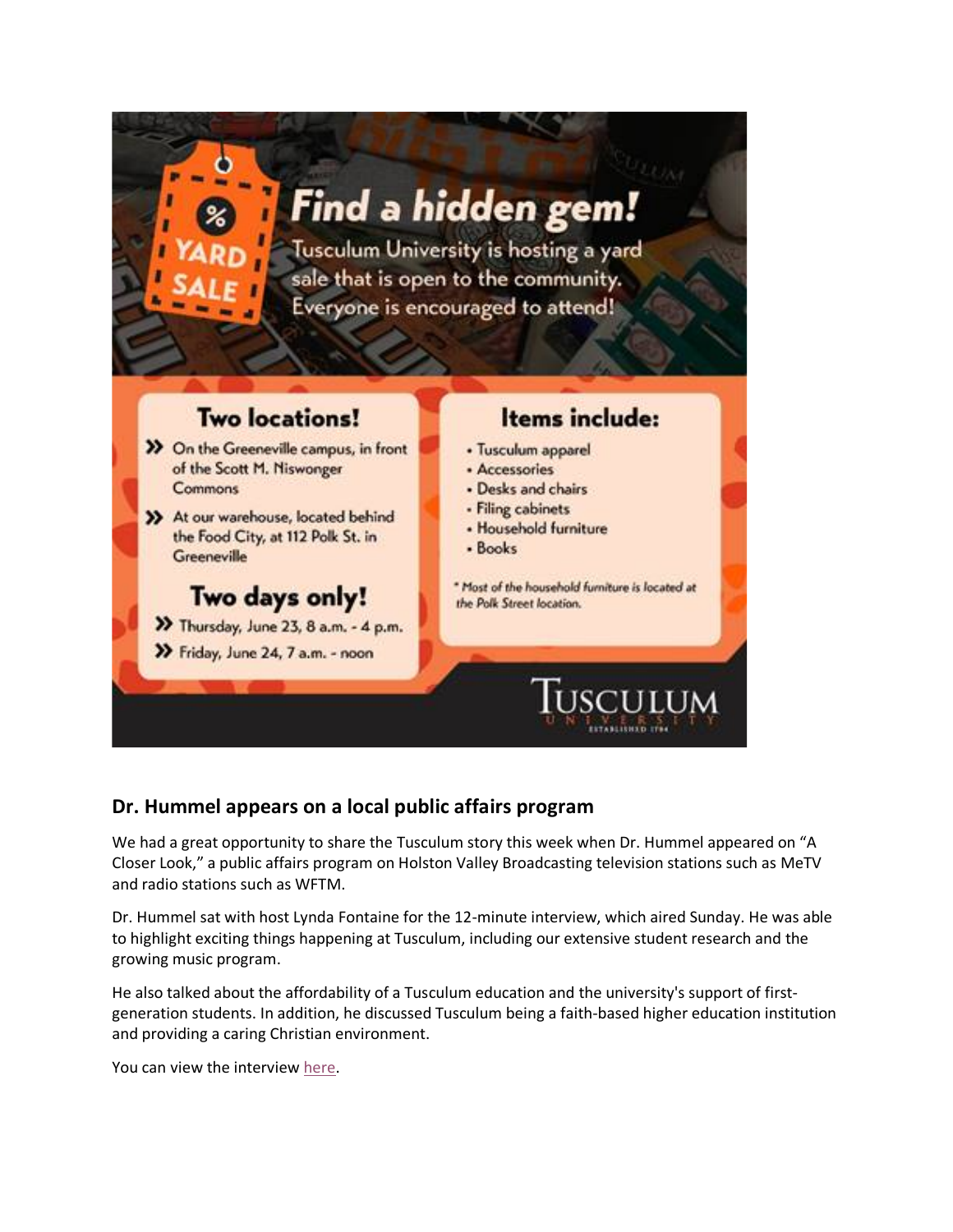# Find a hidden gem!

YARD SALE

Tusculum University is hosting a yard sale that is open to the community. Everyone is encouraged to attend!

## Two locations!

- On the Greeneville campus, in front of the Scott M. Niswonger Commons
- At our warehouse, located behind the Food City, at 112 Polk St. in Greeneville

## Two days only!

- Thursday, June 23, 8 a.m. - 4 p.m.
- Friday, June 24, 7 a.m. - noon

## Items include:

- Tusculum apparel
- Accessories
- Desks and chairs
- Filing cabinets
- Household furniture
- Books

*\* Most of the household furniture is located at the Polk Street location.*

TUSCULUM UNIVERSITY ESTABLISHED 1794

## Dr. Hummel appears on a local public affairs program

We had a great opportunity to share the Tusculum story this week when Dr. Hummel appeared on "A Closer Look," a public affairs program on Holston Valley Broadcasting television stations such as MeTV and radio stations such as WFTM.

Dr. Hummel sat with host Lynda Fontaine for the 12-minute interview, which aired Sunday. He was able to highlight exciting things happening at Tusculum, including our extensive student research and the growing music program.

He also talked about the affordability of a Tusculum education and the university's support of first-generation students. In addition, he discussed Tusculum being a faith-based higher education institution and providing a caring Christian environment.

You can view the interview here.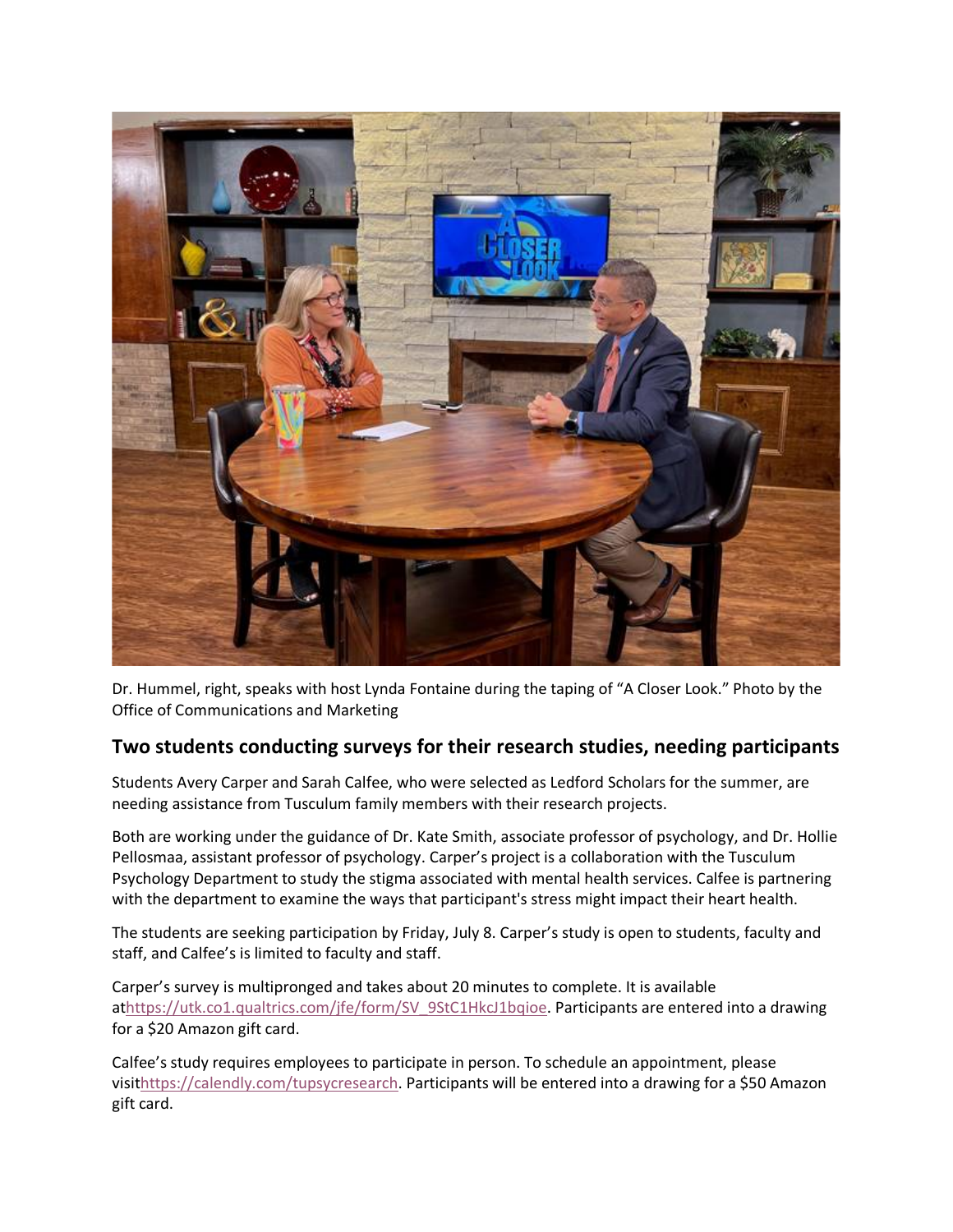Dr. Hummel, right, speaks with host Lynda Fontaine during the taping of "A Closer Look." Photo by the Office of Communications and Marketing

## Two students conducting surveys for their research studies, needing participants

Students Avery Carper and Sarah Calfee, who were selected as Ledford Scholars for the summer, are needing assistance from Tusculum family members with their research projects.

Both are working under the guidance of Dr. Kate Smith, associate professor of psychology, and Dr. Hollie Pellosmaa, assistant professor of psychology. Carper's project is a collaboration with the Tusculum Psychology Department to study the stigma associated with mental health services. Calfee is partnering with the department to examine the ways that participant's stress might impact their heart health.

The students are seeking participation by Friday, July 8. Carper's study is open to students, faculty and staff, and Calfee's is limited to faculty and staff.

Carper's survey is multipronged and takes about 20 minutes to complete. It is available athttps://utk.co1.qualtrics.com/jfe/form/SV_9StC1HkcJ1bqioe. Participants are entered into a drawing for a $20 Amazon gift card.

Calfee's study requires employees to participate in person. To schedule an appointment, please visithttps://calendly.com/tupsycresearch. Participants will be entered into a drawing for a $50 Amazon gift card.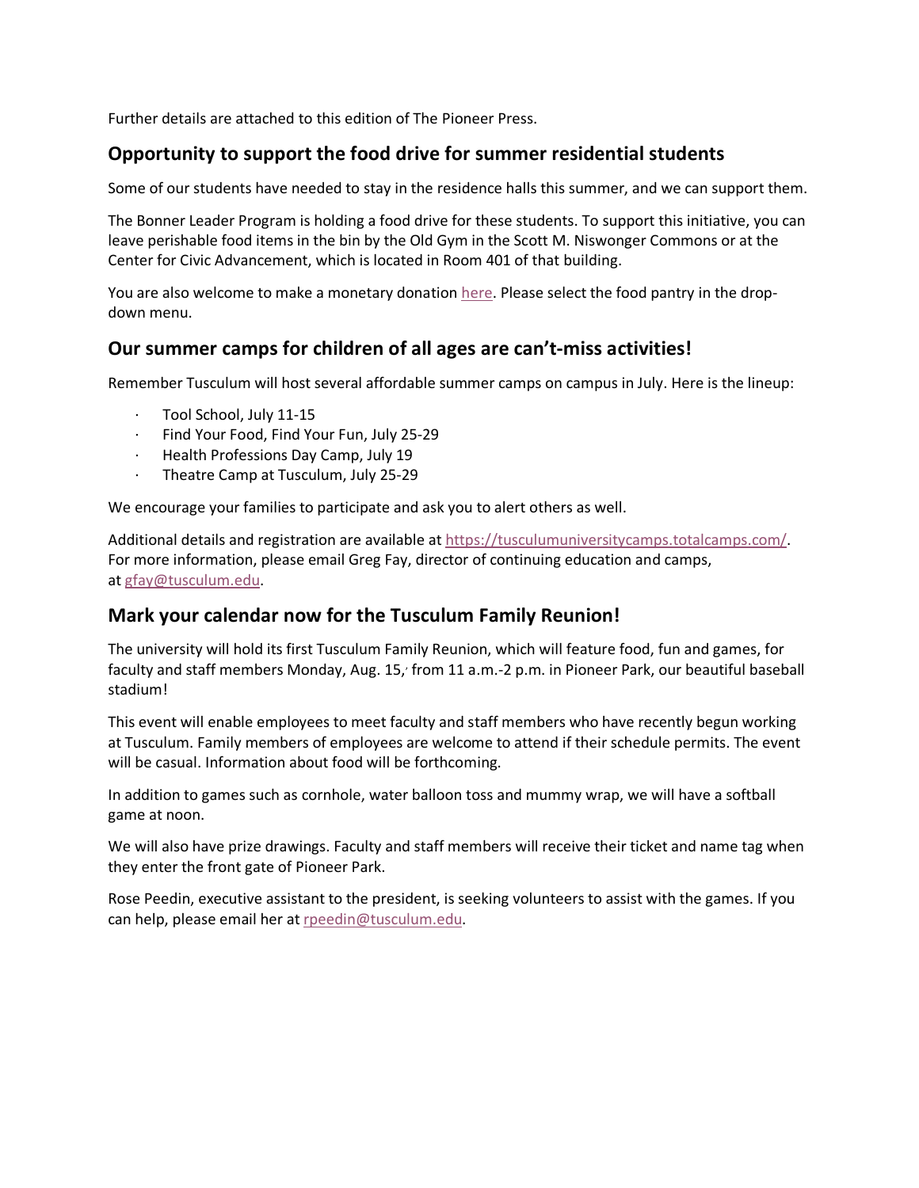Further details are attached to this edition of The Pioneer Press.

## Opportunity to support the food drive for summer residential students

Some of our students have needed to stay in the residence halls this summer, and we can support them.

The Bonner Leader Program is holding a food drive for these students. To support this initiative, you can leave perishable food items in the bin by the Old Gym in the Scott M. Niswonger Commons or at the Center for Civic Advancement, which is located in Room 401 of that building.

You are also welcome to make a monetary donation here. Please select the food pantry in the drop-down menu.

## Our summer camps for children of all ages are can't-miss activities!

Remember Tusculum will host several affordable summer camps on campus in July. Here is the lineup:

- Tool School, July 11-15
- Find Your Food, Find Your Fun, July 25-29
- Health Professions Day Camp, July 19
- Theatre Camp at Tusculum, July 25-29

We encourage your families to participate and ask you to alert others as well.

Additional details and registration are available at https://tusculumuniversitycamps.totalcamps.com/. For more information, please email Greg Fay, director of continuing education and camps, at gfay@tusculum.edu.

## Mark your calendar now for the Tusculum Family Reunion!

The university will hold its first Tusculum Family Reunion, which will feature food, fun and games, for faculty and staff members Monday, Aug. 15, from 11 a.m.-2 p.m. in Pioneer Park, our beautiful baseball stadium!

This event will enable employees to meet faculty and staff members who have recently begun working at Tusculum. Family members of employees are welcome to attend if their schedule permits. The event will be casual. Information about food will be forthcoming.

In addition to games such as cornhole, water balloon toss and mummy wrap, we will have a softball game at noon.

We will also have prize drawings. Faculty and staff members will receive their ticket and name tag when they enter the front gate of Pioneer Park.

Rose Peedin, executive assistant to the president, is seeking volunteers to assist with the games. If you can help, please email her at rpeedin@tusculum.edu.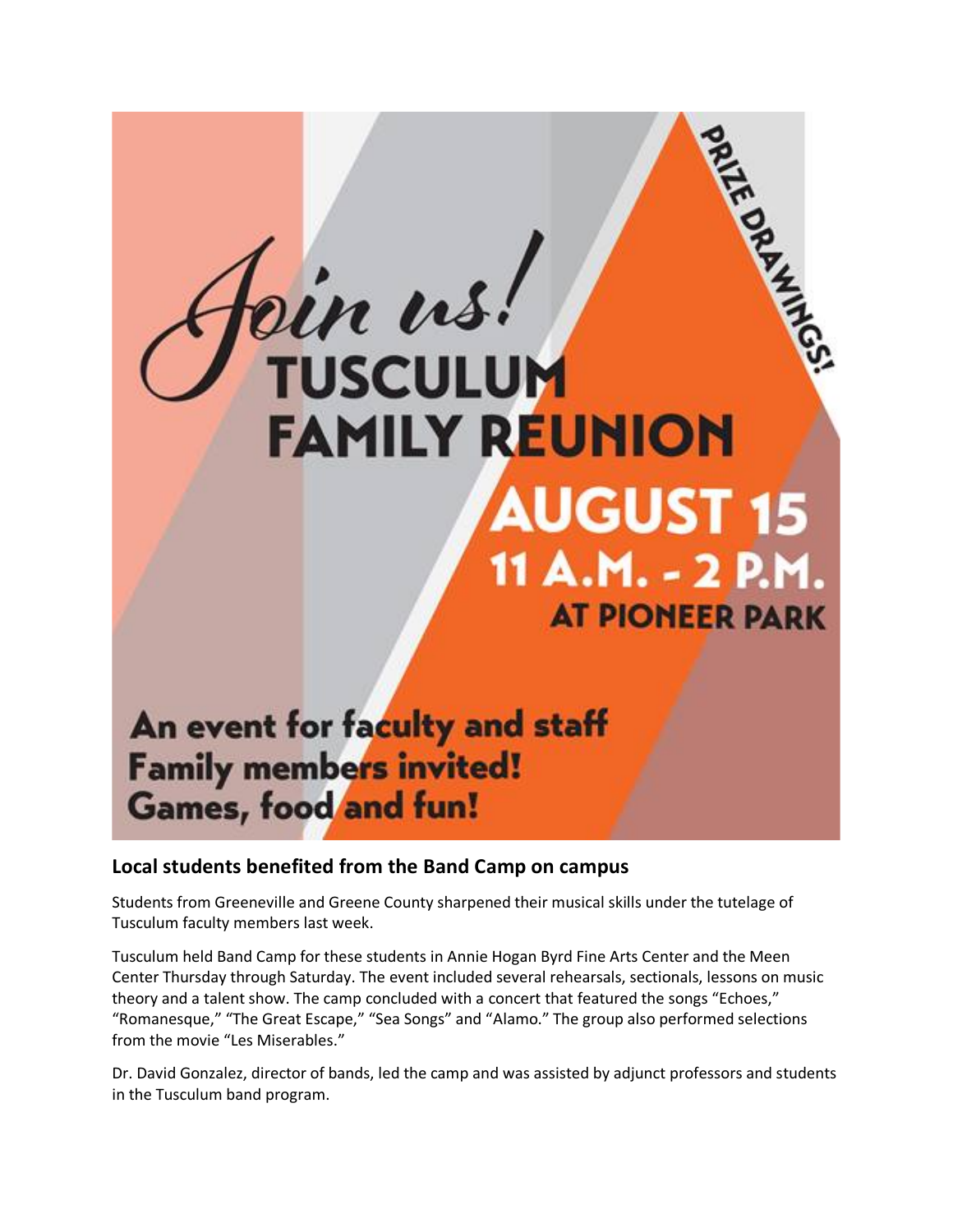Join us!

# TUSCULUM FAMILY REUNION

**AUGUST 15**

**11 A.M. - 2 P.M.**

**AT PIONEER PARK**

**PRIZE DRAWINGS!**

**An event for faculty and staff**
**Family members invited!**
**Games, food and fun!**

## Local students benefited from the Band Camp on campus

Students from Greeneville and Greene County sharpened their musical skills under the tutelage of Tusculum faculty members last week.

Tusculum held Band Camp for these students in Annie Hogan Byrd Fine Arts Center and the Meen Center Thursday through Saturday. The event included several rehearsals, sectionals, lessons on music theory and a talent show. The camp concluded with a concert that featured the songs "Echoes," "Romanesque," "The Great Escape," "Sea Songs" and "Alamo." The group also performed selections from the movie "Les Miserables."

Dr. David Gonzalez, director of bands, led the camp and was assisted by adjunct professors and students in the Tusculum band program.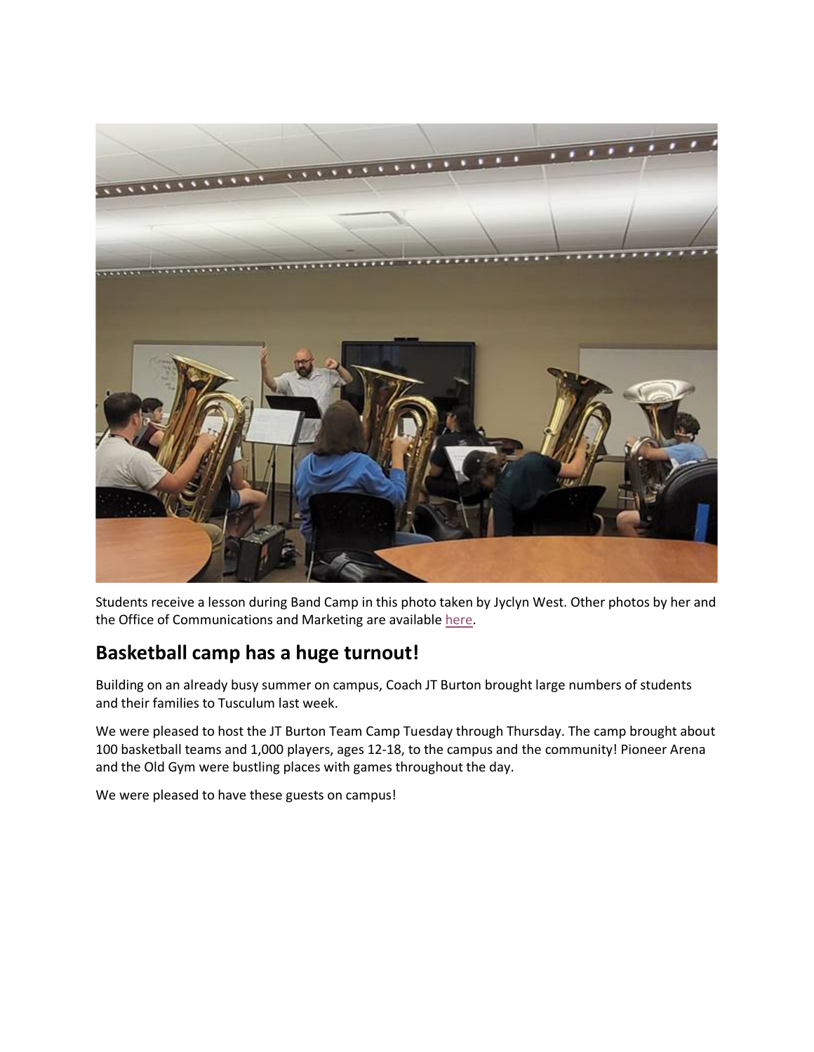Students receive a lesson during Band Camp in this photo taken by Jyclyn West. Other photos by her and the Office of Communications and Marketing are available here.

## Basketball camp has a huge turnout!

Building on an already busy summer on campus, Coach JT Burton brought large numbers of students and their families to Tusculum last week.

We were pleased to host the JT Burton Team Camp Tuesday through Thursday. The camp brought about 100 basketball teams and 1,000 players, ages 12-18, to the campus and the community! Pioneer Arena and the Old Gym were bustling places with games throughout the day.

We were pleased to have these guests on campus!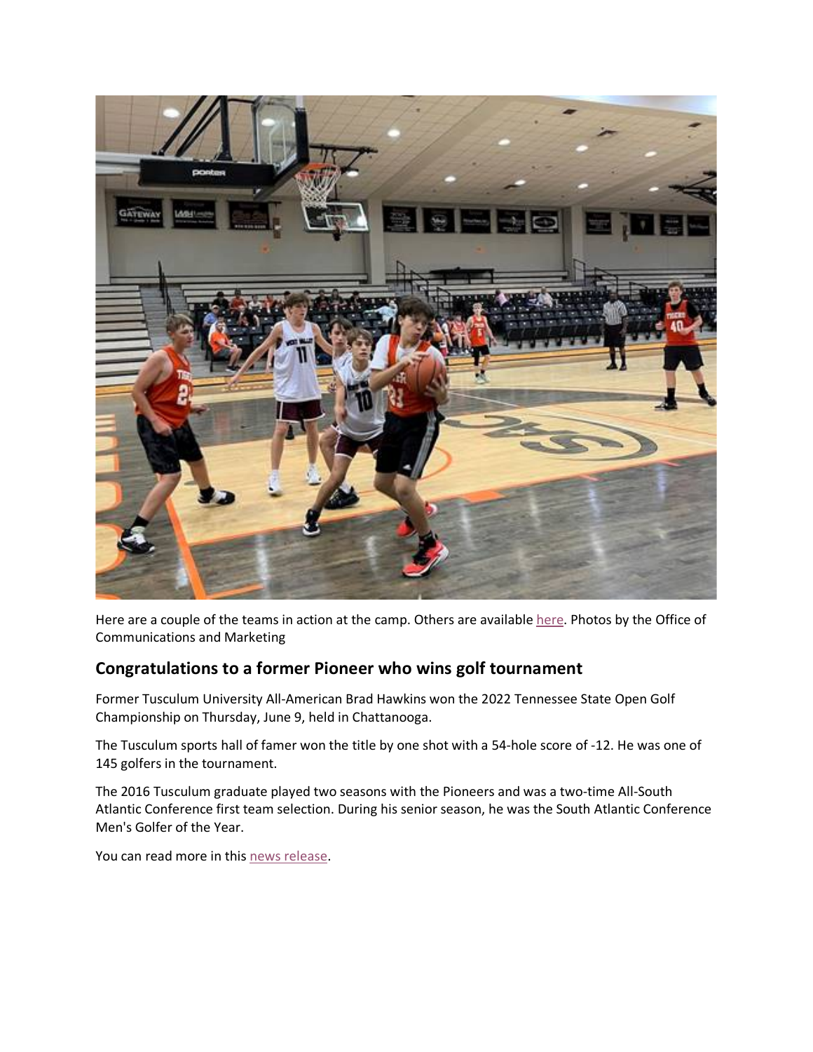Here are a couple of the teams in action at the camp. Others are available here. Photos by the Office of Communications and Marketing

## Congratulations to a former Pioneer who wins golf tournament

Former Tusculum University All-American Brad Hawkins won the 2022 Tennessee State Open Golf Championship on Thursday, June 9, held in Chattanooga.

The Tusculum sports hall of famer won the title by one shot with a 54-hole score of -12. He was one of 145 golfers in the tournament.

The 2016 Tusculum graduate played two seasons with the Pioneers and was a two-time All-South Atlantic Conference first team selection. During his senior season, he was the South Atlantic Conference Men's Golfer of the Year.

You can read more in this news release.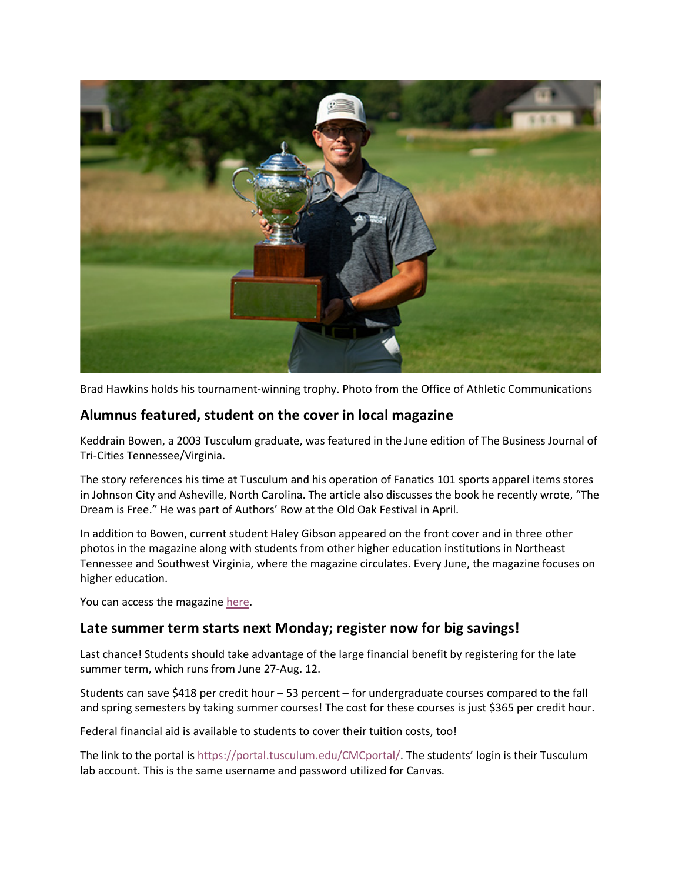Brad Hawkins holds his tournament-winning trophy. Photo from the Office of Athletic Communications

## Alumnus featured, student on the cover in local magazine

Keddrain Bowen, a 2003 Tusculum graduate, was featured in the June edition of The Business Journal of Tri-Cities Tennessee/Virginia.

The story references his time at Tusculum and his operation of Fanatics 101 sports apparel items stores in Johnson City and Asheville, North Carolina. The article also discusses the book he recently wrote, "The Dream is Free." He was part of Authors' Row at the Old Oak Festival in April.

In addition to Bowen, current student Haley Gibson appeared on the front cover and in three other photos in the magazine along with students from other higher education institutions in Northeast Tennessee and Southwest Virginia, where the magazine circulates. Every June, the magazine focuses on higher education.

You can access the magazine [here](#).

## Late summer term starts next Monday; register now for big savings!

Last chance! Students should take advantage of the large financial benefit by registering for the late summer term, which runs from June 27-Aug. 12.

Students can save $418 per credit hour – 53 percent – for undergraduate courses compared to the fall and spring semesters by taking summer courses! The cost for these courses is just $365 per credit hour.

Federal financial aid is available to students to cover their tuition costs, too!

The link to the portal is [https://portal.tusculum.edu/CMCportal/](https://portal.tusculum.edu/CMCportal/). The students' login is their Tusculum lab account. This is the same username and password utilized for Canvas.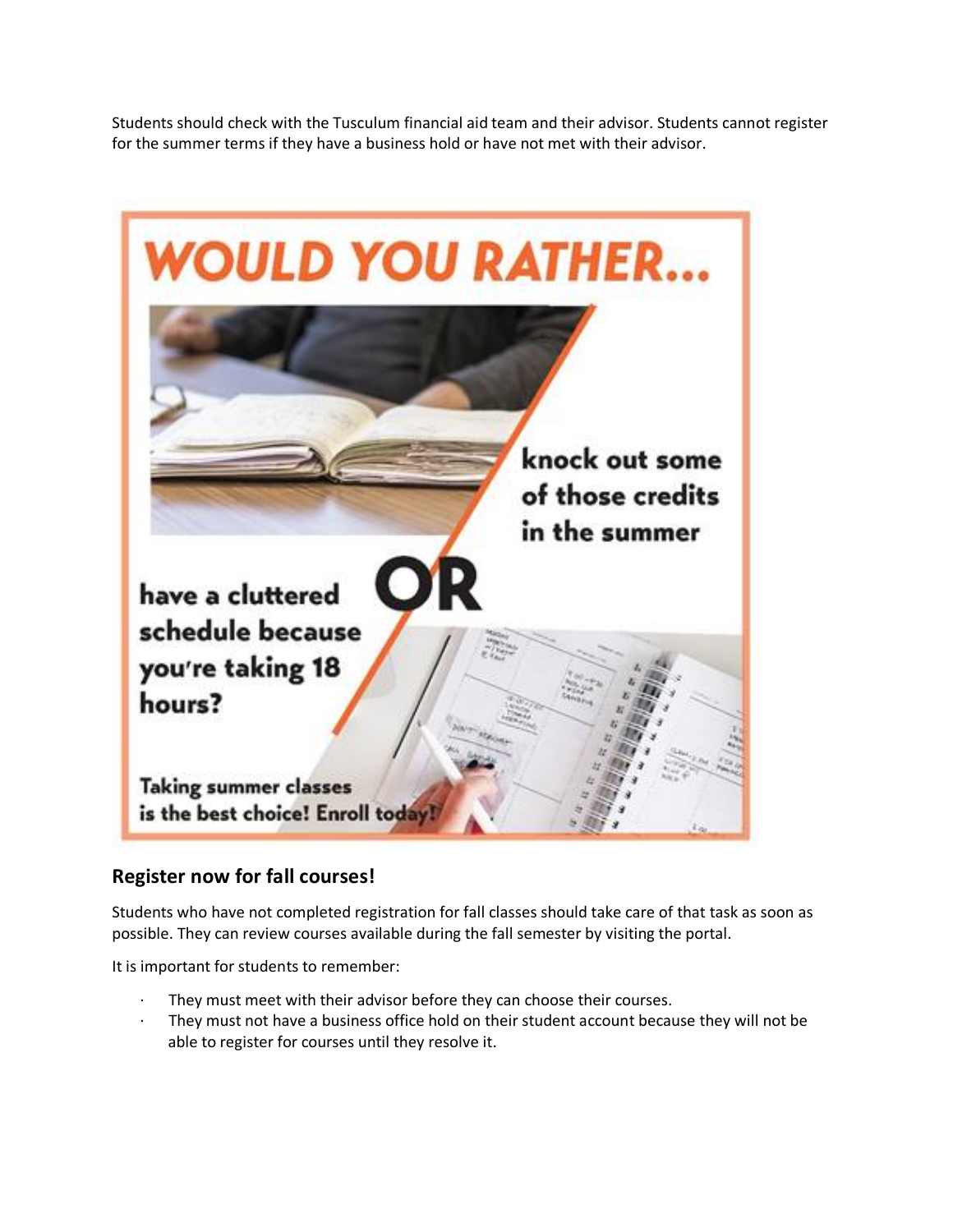Students should check with the Tusculum financial aid team and their advisor. Students cannot register for the summer terms if they have a business hold or have not met with their advisor.

WOULD YOU RATHER...

knock out some of those credits in the summer

OR

have a cluttered schedule because you're taking 18 hours?

Taking summer classes is the best choice! Enroll today!

## Register now for fall courses!

Students who have not completed registration for fall classes should take care of that task as soon as possible. They can review courses available during the fall semester by visiting the portal.

It is important for students to remember:

- They must meet with their advisor before they can choose their courses.
- They must not have a business office hold on their student account because they will not be able to register for courses until they resolve it.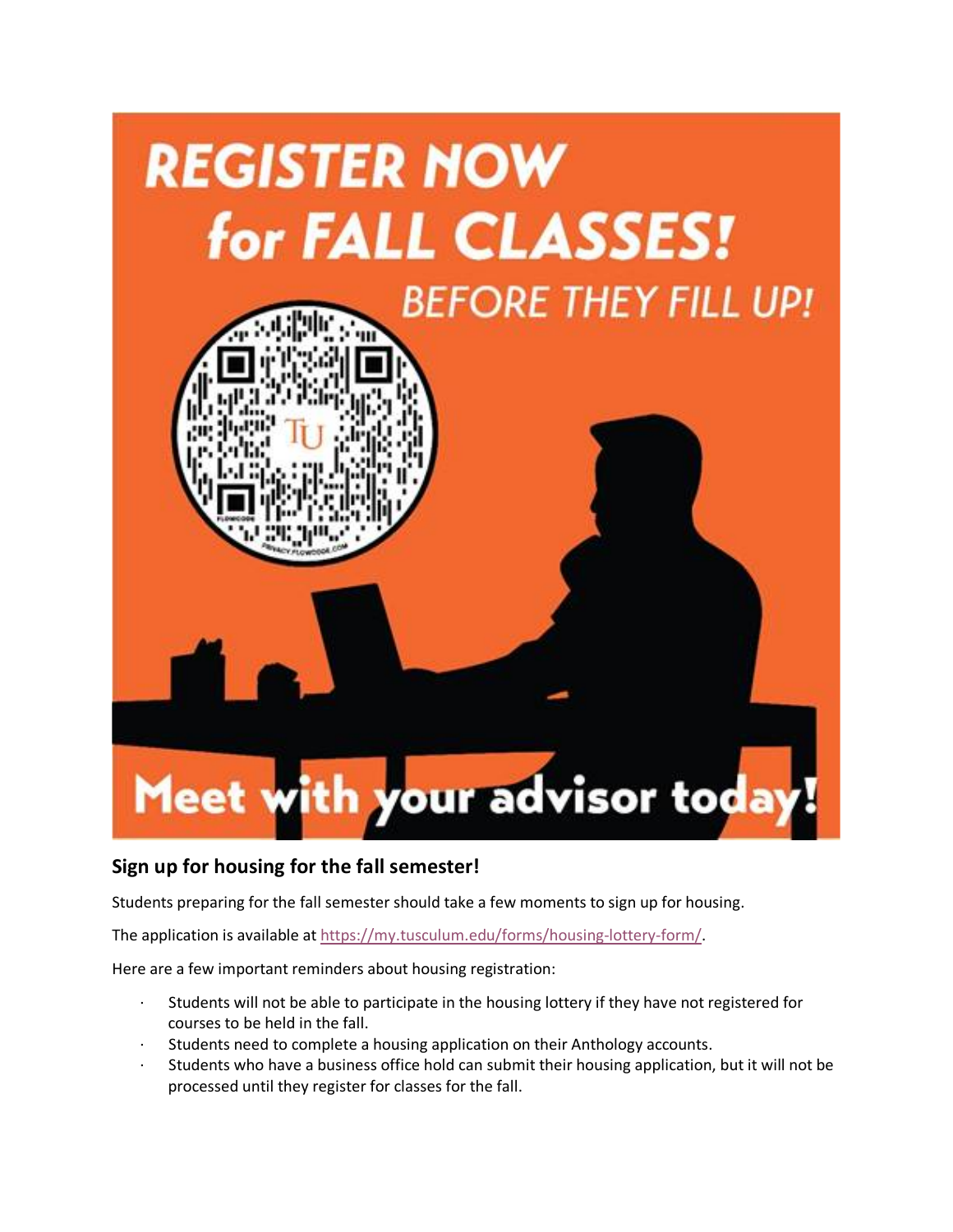REGISTER NOW for FALL CLASSES! BEFORE THEY FILL UP!

Meet with your advisor today!

## Sign up for housing for the fall semester!

Students preparing for the fall semester should take a few moments to sign up for housing.

The application is available at [https://my.tusculum.edu/forms/housing-lottery-form/](https://my.tusculum.edu/forms/housing-lottery-form/).

Here are a few important reminders about housing registration:

- Students will not be able to participate in the housing lottery if they have not registered for courses to be held in the fall.
- Students need to complete a housing application on their Anthology accounts.
- Students who have a business office hold can submit their housing application, but it will not be processed until they register for classes for the fall.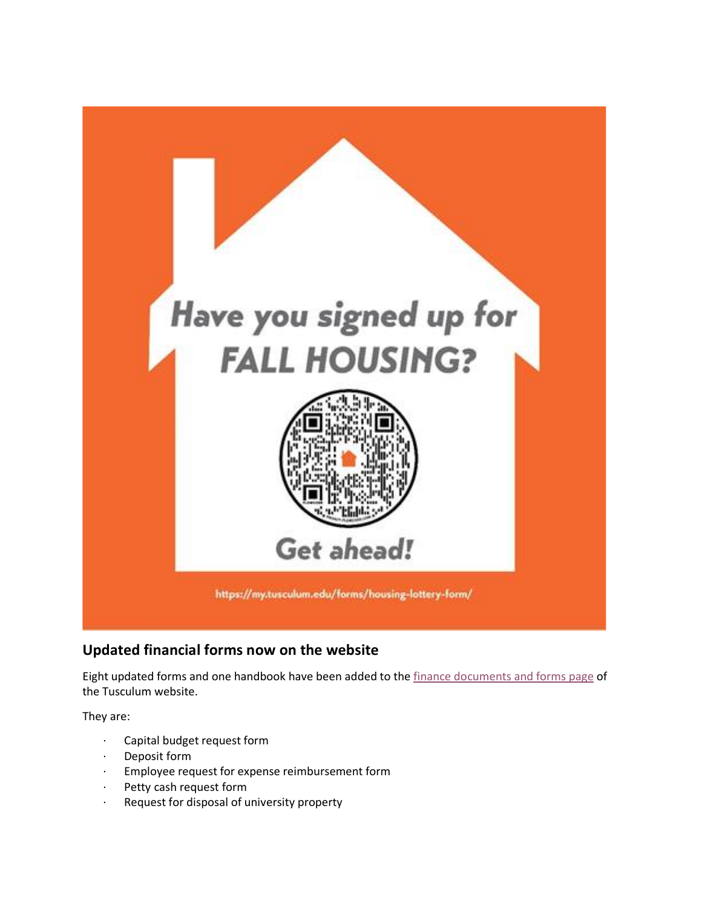Have you signed up for FALL HOUSING?

Get ahead!

https://my.tusculum.edu/forms/housing-lottery-form/

## Updated financial forms now on the website

Eight updated forms and one handbook have been added to the finance documents and forms page of the Tusculum website.

They are:

- Capital budget request form
- Deposit form
- Employee request for expense reimbursement form
- Petty cash request form
- Request for disposal of university property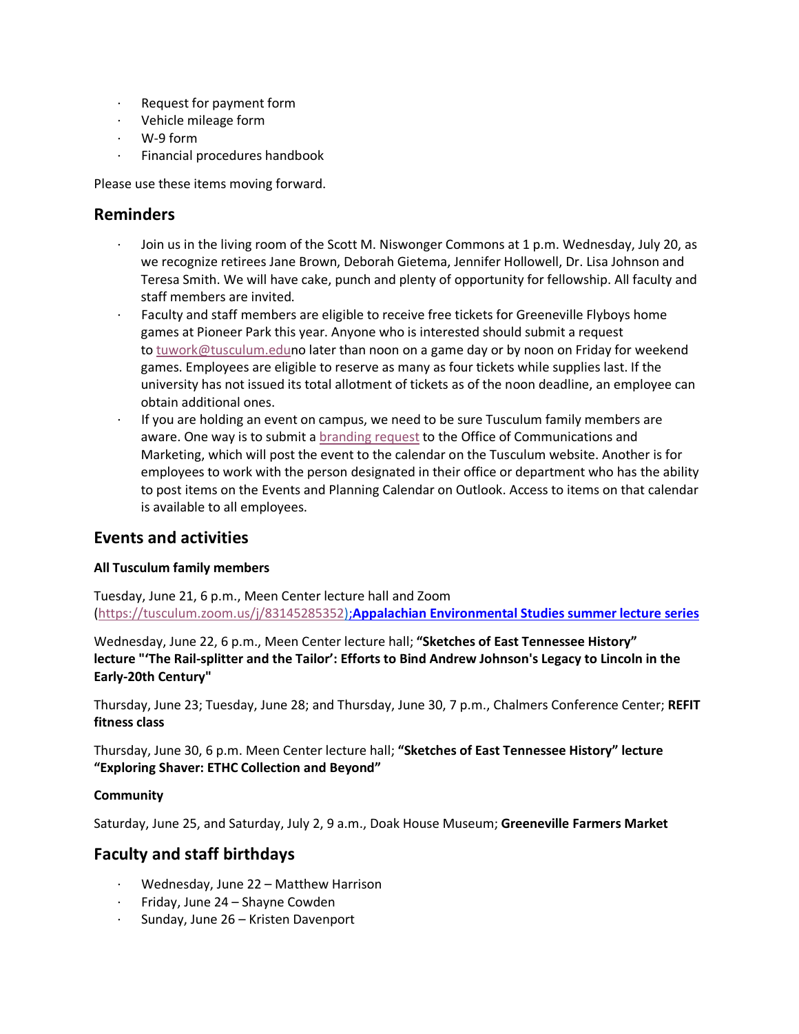- Request for payment form
- Vehicle mileage form
- W-9 form
- Financial procedures handbook

Please use these items moving forward.

## Reminders

- Join us in the living room of the Scott M. Niswonger Commons at 1 p.m. Wednesday, July 20, as we recognize retirees Jane Brown, Deborah Gietema, Jennifer Hollowell, Dr. Lisa Johnson and Teresa Smith. We will have cake, punch and plenty of opportunity for fellowship. All faculty and staff members are invited.
- Faculty and staff members are eligible to receive free tickets for Greeneville Flyboys home games at Pioneer Park this year. Anyone who is interested should submit a request to tuwork@tusculum.eduno later than noon on a game day or by noon on Friday for weekend games. Employees are eligible to reserve as many as four tickets while supplies last. If the university has not issued its total allotment of tickets as of the noon deadline, an employee can obtain additional ones.
- If you are holding an event on campus, we need to be sure Tusculum family members are aware. One way is to submit a branding request to the Office of Communications and Marketing, which will post the event to the calendar on the Tusculum website. Another is for employees to work with the person designated in their office or department who has the ability to post items on the Events and Planning Calendar on Outlook. Access to items on that calendar is available to all employees.

## Events and activities

**All Tusculum family members**

Tuesday, June 21, 6 p.m., Meen Center lecture hall and Zoom (https://tusculum.zoom.us/j/83145285352);**Appalachian Environmental Studies summer lecture series**

Wednesday, June 22, 6 p.m., Meen Center lecture hall; **"Sketches of East Tennessee History" lecture "'The Rail-splitter and the Tailor': Efforts to Bind Andrew Johnson's Legacy to Lincoln in the Early-20th Century"**

Thursday, June 23; Tuesday, June 28; and Thursday, June 30, 7 p.m., Chalmers Conference Center; **REFIT fitness class**

Thursday, June 30, 6 p.m. Meen Center lecture hall; **"Sketches of East Tennessee History" lecture "Exploring Shaver: ETHC Collection and Beyond"**

**Community**

Saturday, June 25, and Saturday, July 2, 9 a.m., Doak House Museum; **Greeneville Farmers Market**

## Faculty and staff birthdays

- Wednesday, June 22 – Matthew Harrison
- Friday, June 24 – Shayne Cowden
- Sunday, June 26 – Kristen Davenport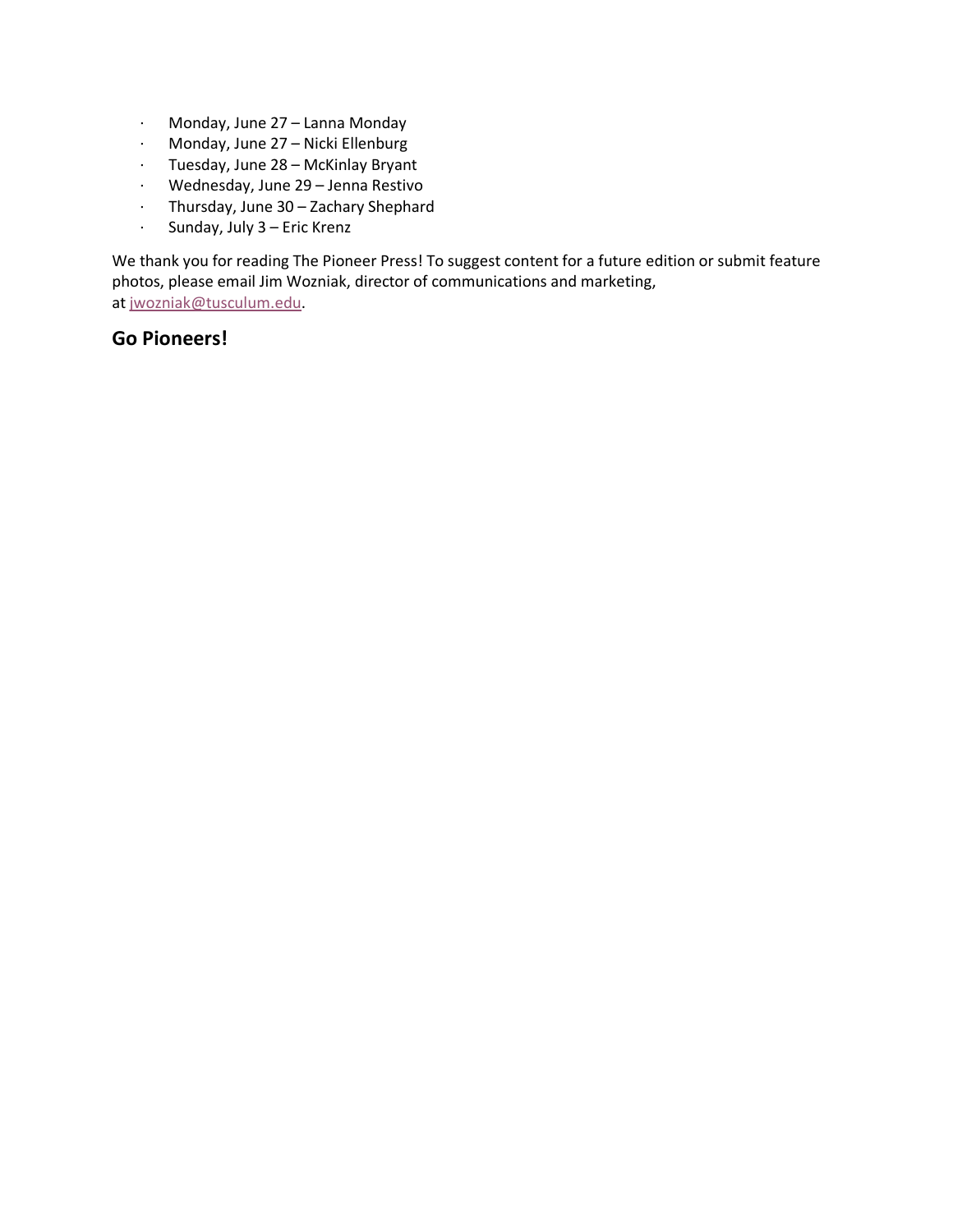- Monday, June 27 – Lanna Monday
- Monday, June 27 – Nicki Ellenburg
- Tuesday, June 28 – McKinlay Bryant
- Wednesday, June 29 – Jenna Restivo
- Thursday, June 30 – Zachary Shephard
- Sunday, July 3 – Eric Krenz

We thank you for reading The Pioneer Press! To suggest content for a future edition or submit feature photos, please email Jim Wozniak, director of communications and marketing, at jwozniak@tusculum.edu.

**Go Pioneers!**